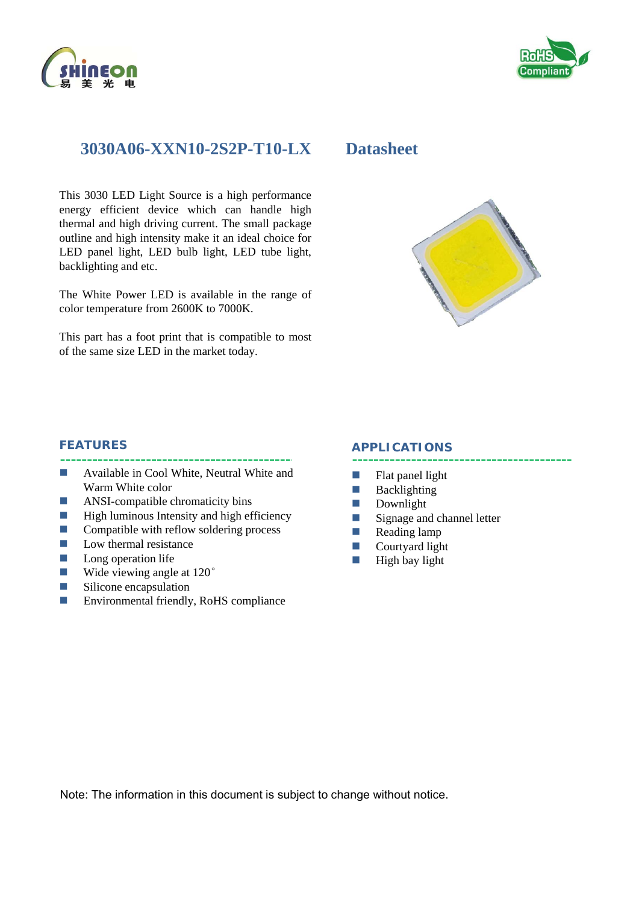# 3030A06-XXN10-2S2P-T10-LX Datasheet

This 3030 LED Light Source is a high performance energy efficient device which can handle high thermal and high driving current. The small package outline and high intensity make it an ideal choice for LED panel light, LED bulb light, LED tube light, backlighting and etc.

The White Power LED is available in the range of color temperature from 2600K to 7000K.

This part has a foot print that is compatible to most of the same size LED in the market today.

## FEATURES

- Available in Cool White, Neutral White and Warm White color
- ANSI-compatible chromaticity bins
- High luminous Intensity and high efficiency
- Compatible with reflow soldering process
- Low thermal resistance
- Long operation life
- Wide viewing angle at 120°
- Silicone encapsulation
- Environmental friendly, RoHS compliance

## APPLICATIONS

- Flat panel light
- Backlighting
- Downlight
- Signage and channel letter
- Reading lamp
- Courtyard light
- High bay light

Note: The information in this document is subject to change without notice.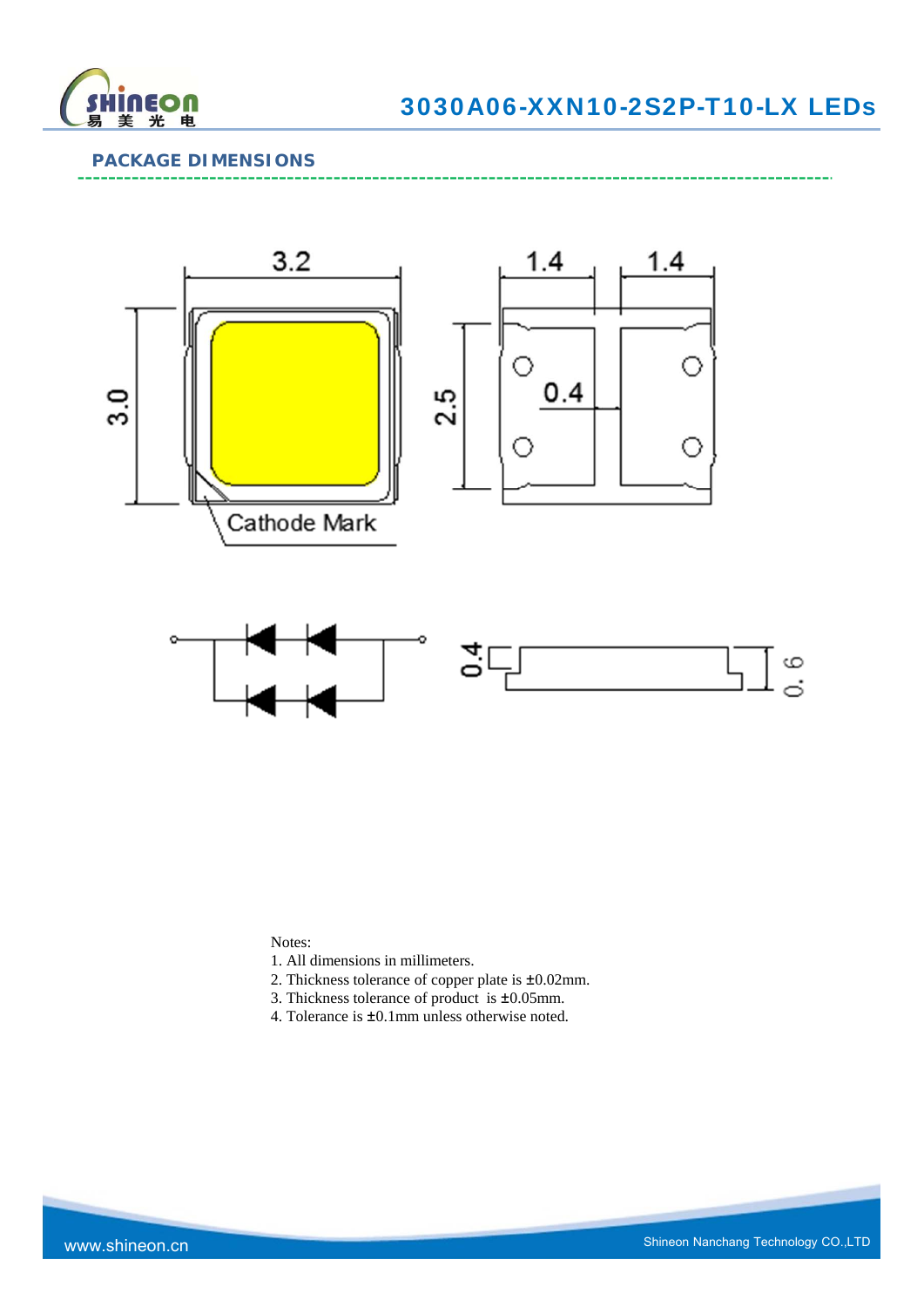## PACKAGE DIMENSIONS

Notes:

1. All dimensions in millimeters.
2. Thickness tolerance of copper plate is ±0.02mm.
3. Thickness tolerance of product is ±0.05mm.
4. Tolerance is ±0.1mm unless otherwise noted.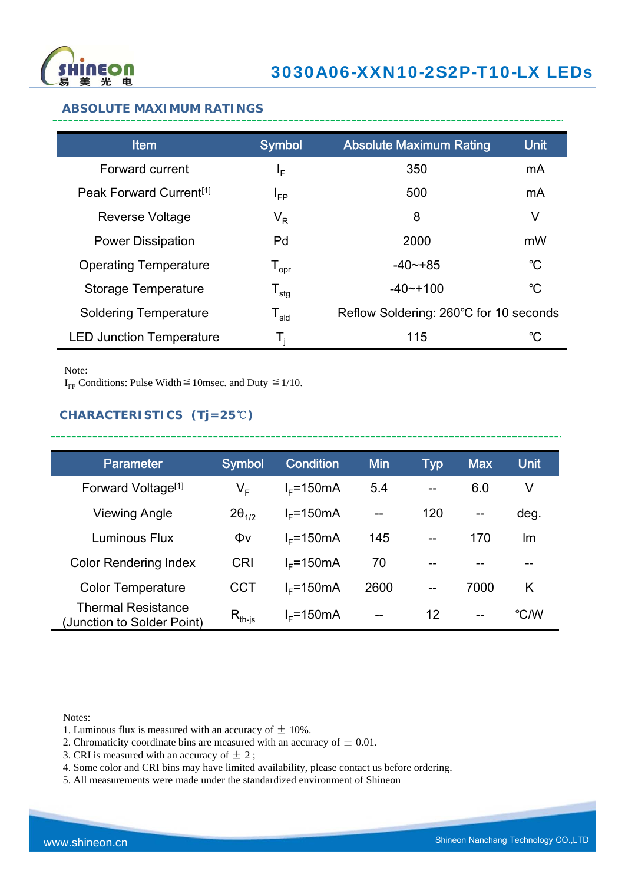## ABSOLUTE MAXIMUM RATINGS

| Item | Symbol | Absolute Maximum Rating | Unit |
|---|---|---|---|
| Forward current | $I_F$ | 350 | mA |
| Peak Forward Current[1] | $I_{FP}$ | 500 | mA |
| Reverse Voltage | $V_R$ | 8 | V |
| Power Dissipation | Pd | 2000 | mW |
| Operating Temperature | $T_{opr}$ | -40~+85 | ℃ |
| Storage Temperature | $T_{stg}$ | -40~+100 | ℃ |
| Soldering Temperature | $T_{sld}$ | Reflow Soldering: 260℃ for 10 seconds | |
| LED Junction Temperature | $T_j$ | 115 | ℃ |

Note:
$I_{FP}$ Conditions: Pulse Width≦10msec. and Duty ≦1/10.

## CHARACTERISTICS（Tj=25℃）

| Parameter | Symbol | Condition | Min | Typ | Max | Unit |
|---|---|---|---|---|---|---|
| Forward Voltage[1] | $V_F$ | $I_F$=150mA | 5.4 | -- | 6.0 | V |
| Viewing Angle | $2\theta_{1/2}$ | $I_F$=150mA | -- | 120 | -- | deg. |
| Luminous Flux | Φv | $I_F$=150mA | 145 | -- | 170 | lm |
| Color Rendering Index | CRI | $I_F$=150mA | 70 | -- | -- | -- |
| Color Temperature | CCT | $I_F$=150mA | 2600 | -- | 7000 | K |
| Thermal Resistance (Junction to Solder Point) | $R_{th\text{-}js}$ | $I_F$=150mA | -- | 12 | -- | ℃/W |

Notes:
1. Luminous flux is measured with an accuracy of ± 10%.
2. Chromaticity coordinate bins are measured with an accuracy of ± 0.01.
3. CRI is measured with an accuracy of ± 2 ;
4. Some color and CRI bins may have limited availability, please contact us before ordering.
5. All measurements were made under the standardized environment of Shineon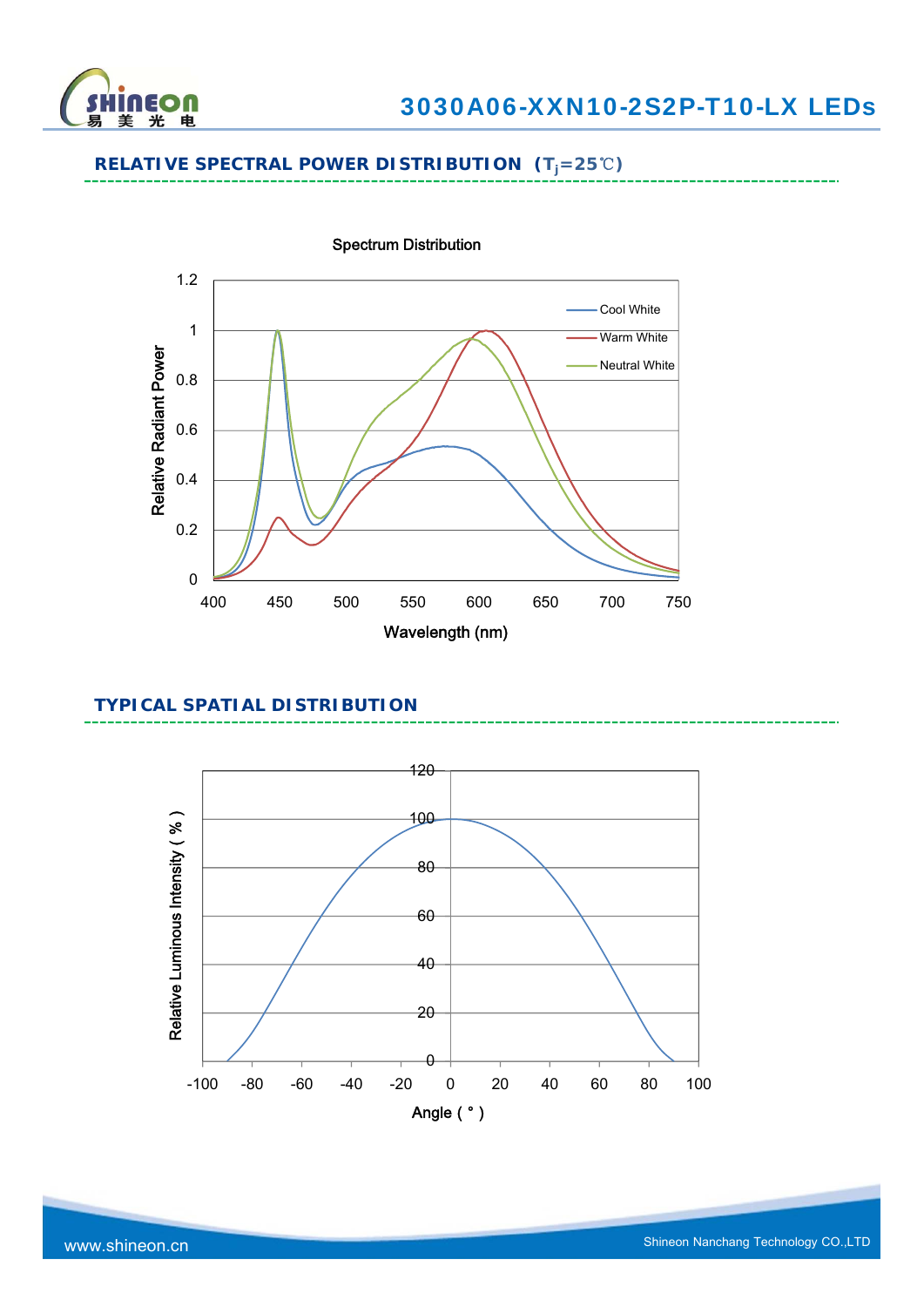## RELATIVE SPECTRAL POWER DISTRIBUTION （$T_j$=25℃)

Spectrum Distribution

## TYPICAL SPATIAL DISTRIBUTION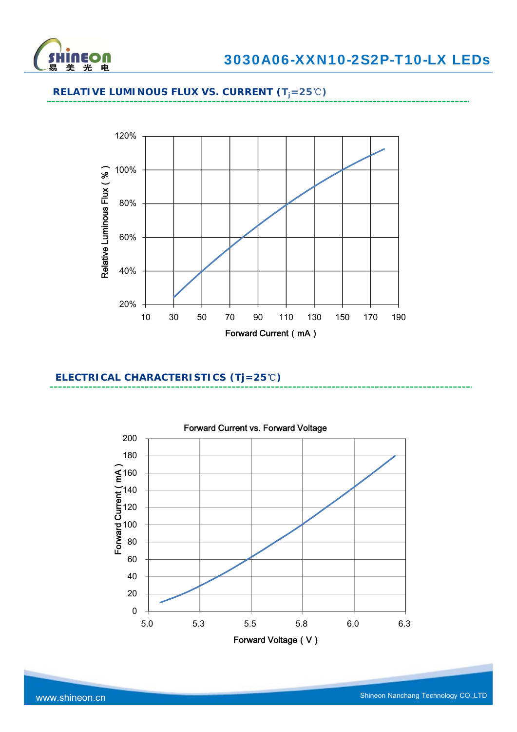## RELATIVE LUMINOUS FLUX VS. CURRENT ($T_j$=25℃)

Relative Luminous Flux ( % )

120%
100%
80%
60%
40%
20%

10 30 50 70 90 110 130 150 170 190

Forward Current ( mA )

## ELECTRICAL CHARACTERISTICS (Tj=25℃)

Forward Current vs. Forward Voltage

Forward Current ( mA )

200
180
160
140
120
100
80
60
40
20
0

5.0 5.3 5.5 5.8 6.0 6.3

Forward Voltage ( V )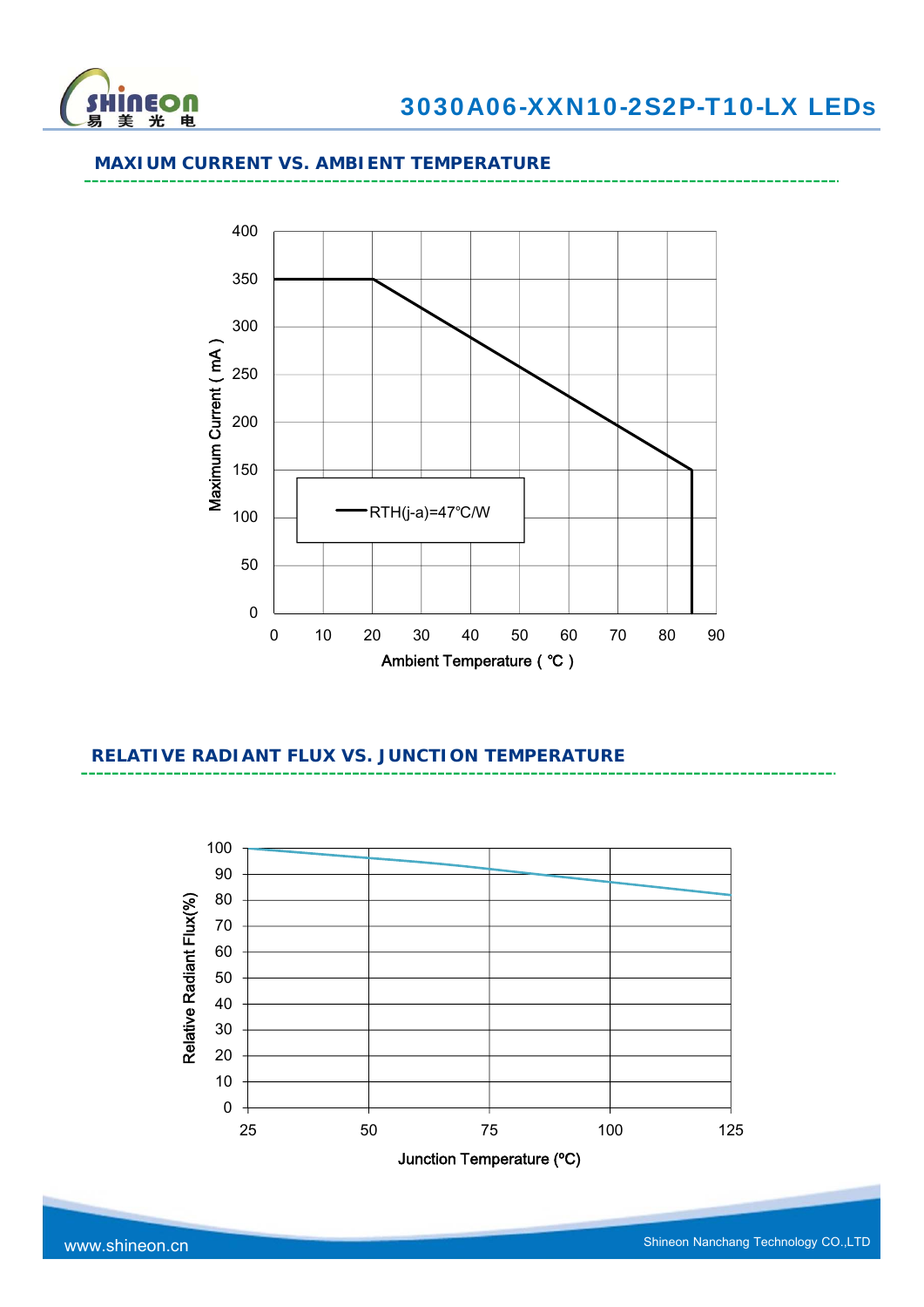## MAXIUM CURRENT VS. AMBIENT TEMPERATURE

Maximum Current ( mA )

400
350
300
250
200
150
100
50
0

RTH(j-a)=47°C/W

0 10 20 30 40 50 60 70 80 90

Ambient Temperature ( °C )

## RELATIVE RADIANT FLUX VS. JUNCTION TEMPERATURE

Relative Radiant Flux(%)

100
90
80
70
60
50
40
30
20
10
0

25 50 75 100 125

Junction Temperature (ºC)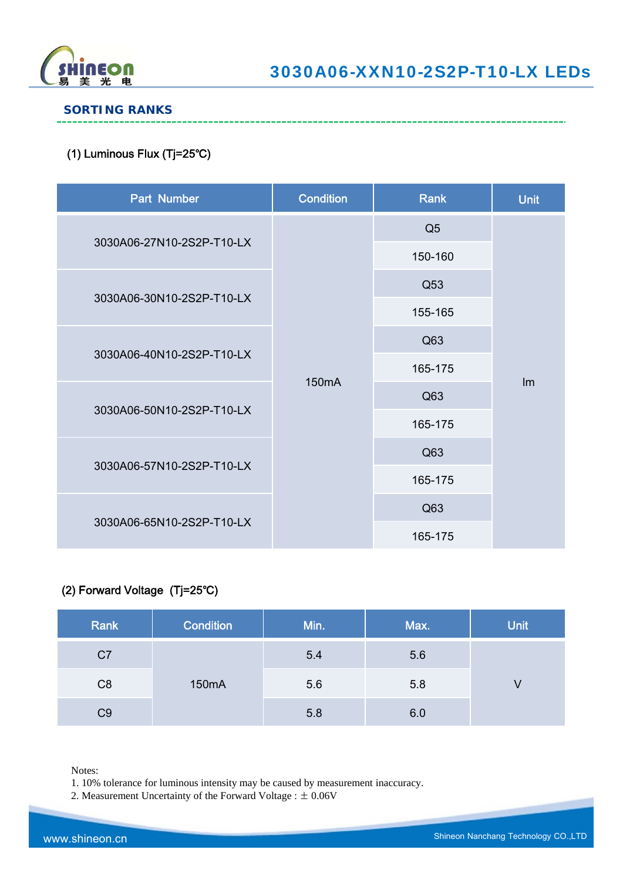## SORTING RANKS

(1) Luminous Flux (Tj=25℃)

| Part Number | Condition | Rank | Unit |
|---|---|---|---|
| 3030A06-27N10-2S2P-T10-LX | 150mA | Q5 | lm |
| | | 150-160 | |
| 3030A06-30N10-2S2P-T10-LX | | Q53 | |
| | | 155-165 | |
| 3030A06-40N10-2S2P-T10-LX | | Q63 | |
| | | 165-175 | |
| 3030A06-50N10-2S2P-T10-LX | | Q63 | |
| | | 165-175 | |
| 3030A06-57N10-2S2P-T10-LX | | Q63 | |
| | | 165-175 | |
| 3030A06-65N10-2S2P-T10-LX | | Q63 | |
| | | 165-175 | |

(2) Forward Voltage (Tj=25℃)

| Rank | Condition | Min. | Max. | Unit |
|---|---|---|---|---|
| C7 | 150mA | 5.4 | 5.6 | V |
| C8 | | 5.6 | 5.8 | |
| C9 | | 5.8 | 6.0 | |

Notes:
1. 10% tolerance for luminous intensity may be caused by measurement inaccuracy.
2. Measurement Uncertainty of the Forward Voltage : ± 0.06V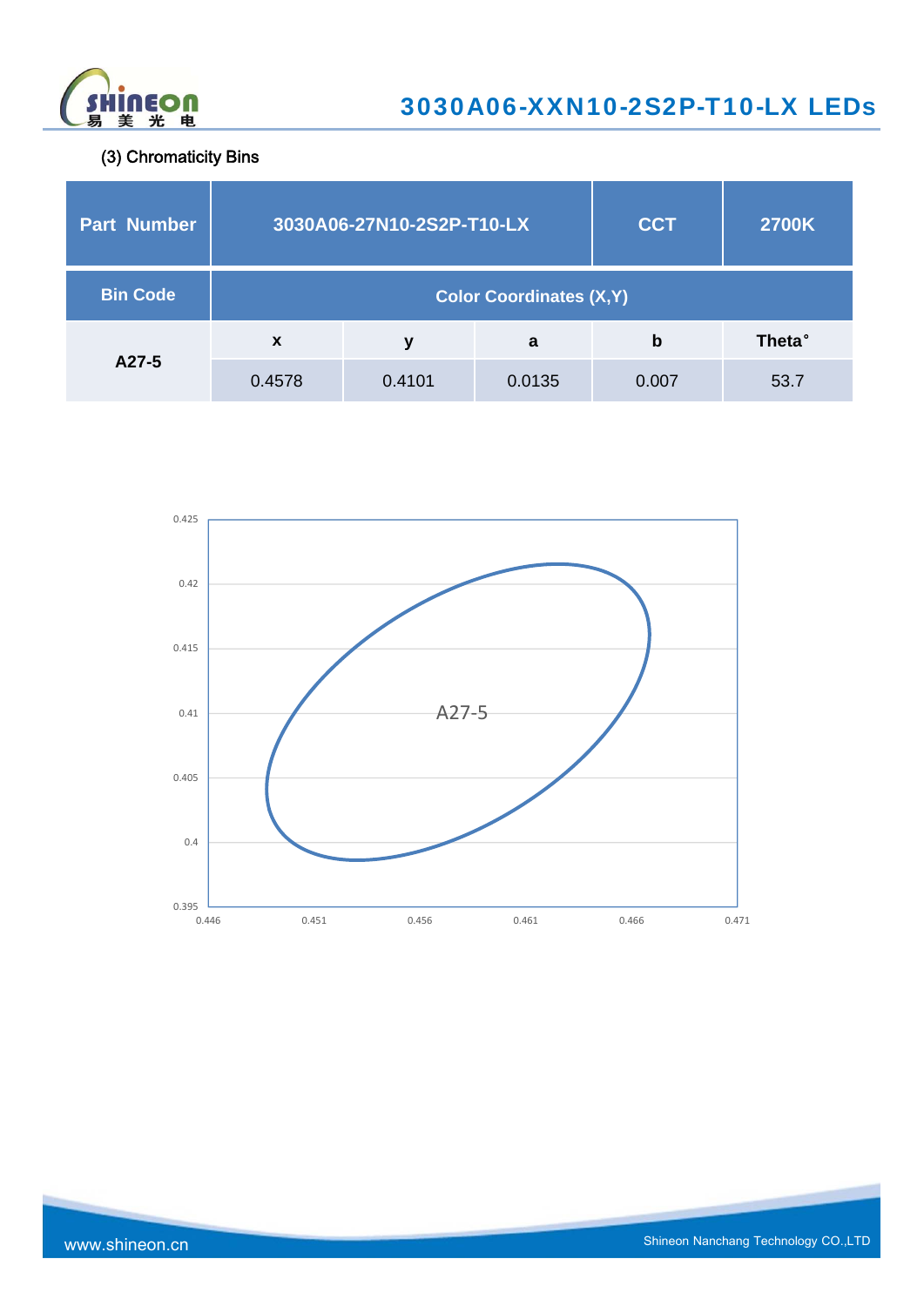(3) Chromaticity Bins

| Part Number | 3030A06-27N10-2S2P-T10-LX | | | CCT | 2700K |
|---|---|---|---|---|---|
| **Bin Code** | **Color Coordinates (X,Y)** | | | | |
| **A27-5** | **x** | **y** | **a** | **b** | **Theta°** |
| | 0.4578 | 0.4101 | 0.0135 | 0.007 | 53.7 |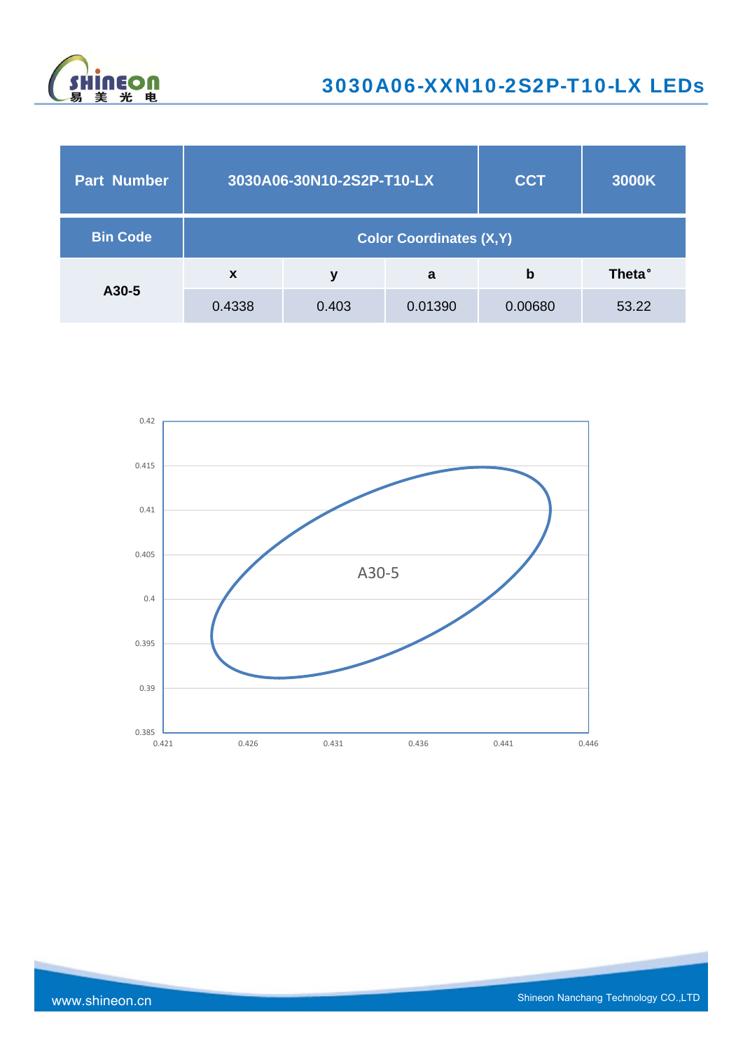| Part Number | 3030A06-30N10-2S2P-T10-LX | | | CCT | 3000K |
|---|---|---|---|---|---|
| **Bin Code** | **Color Coordinates (X,Y)** | | | | |
| A30-5 | x | y | a | b | Theta° |
| | 0.4338 | 0.403 | 0.01390 | 0.00680 | 53.22 |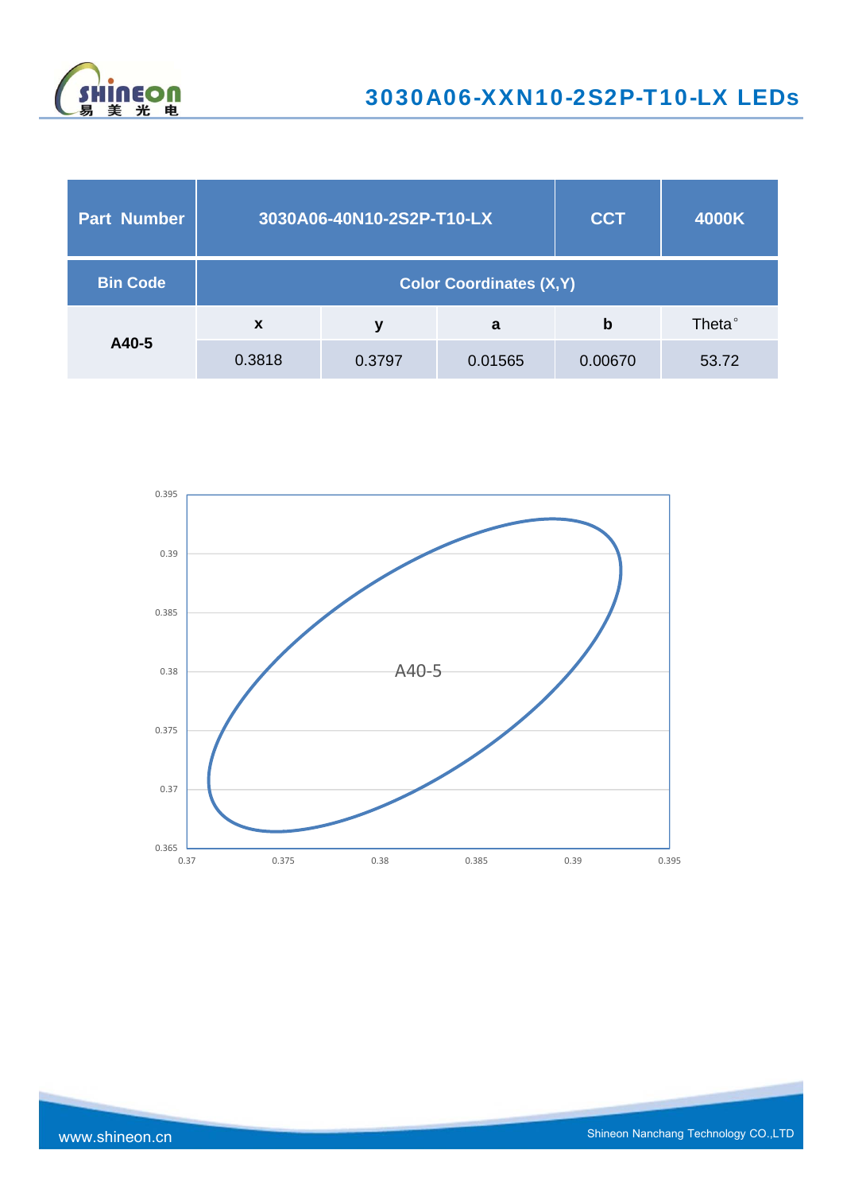| Part Number | 3030A06-40N10-2S2P-T10-LX | | | CCT | 4000K |
|---|---|---|---|---|---|
| Bin Code | Color Coordinates (X,Y) | | | | |
| A40-5 | x | y | a | b | Theta° |
| | 0.3818 | 0.3797 | 0.01565 | 0.00670 | 53.72 |

A40-5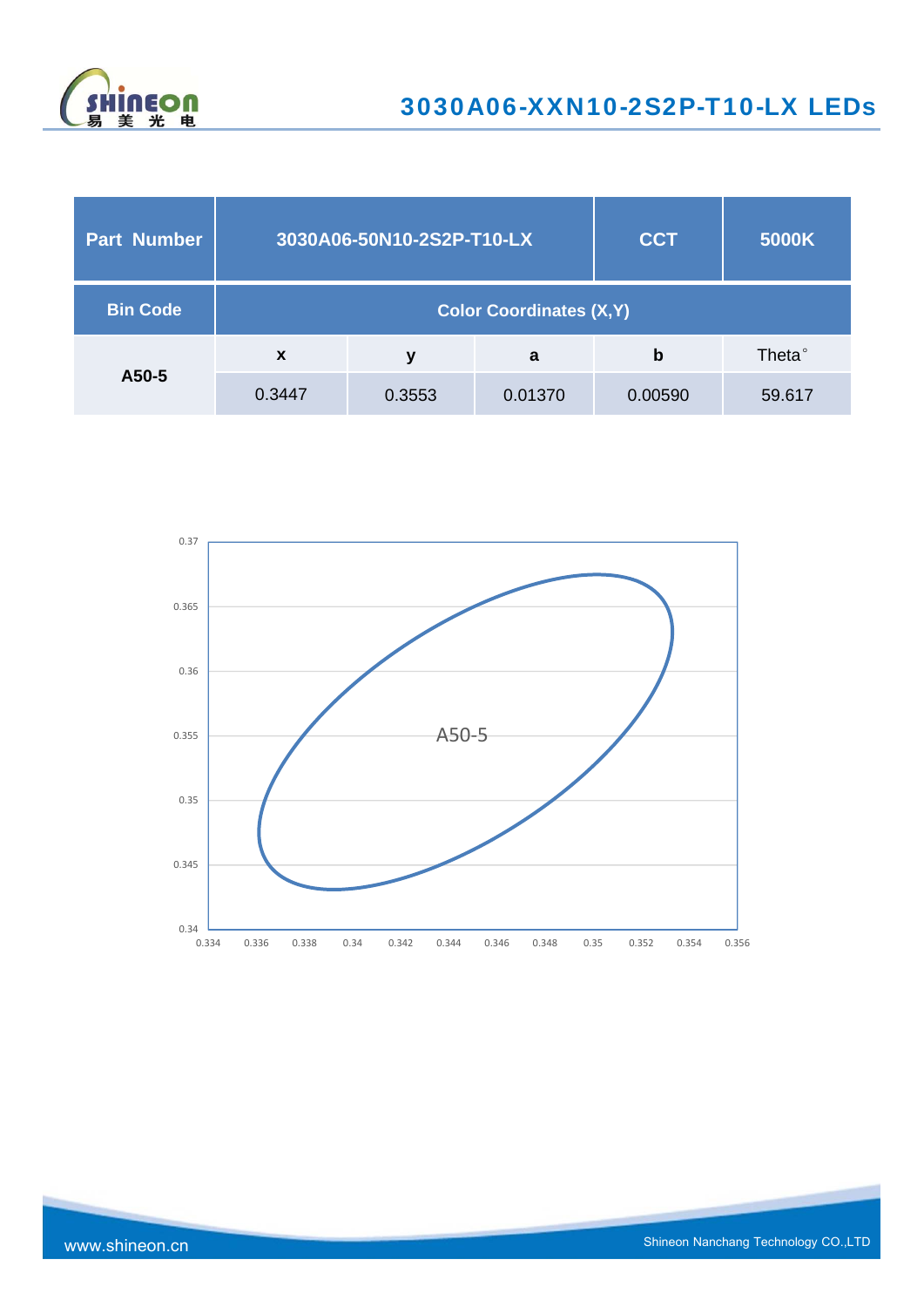| Part Number | 3030A06-50N10-2S2P-T10-LX | | CCT | 5000K |
|---|---|---|---|---|
| Bin Code | Color Coordinates (X,Y) | | | |
| A50-5 | x | y | a | b | Theta° |
| | 0.3447 | 0.3553 | 0.01370 | 0.00590 | 59.617 |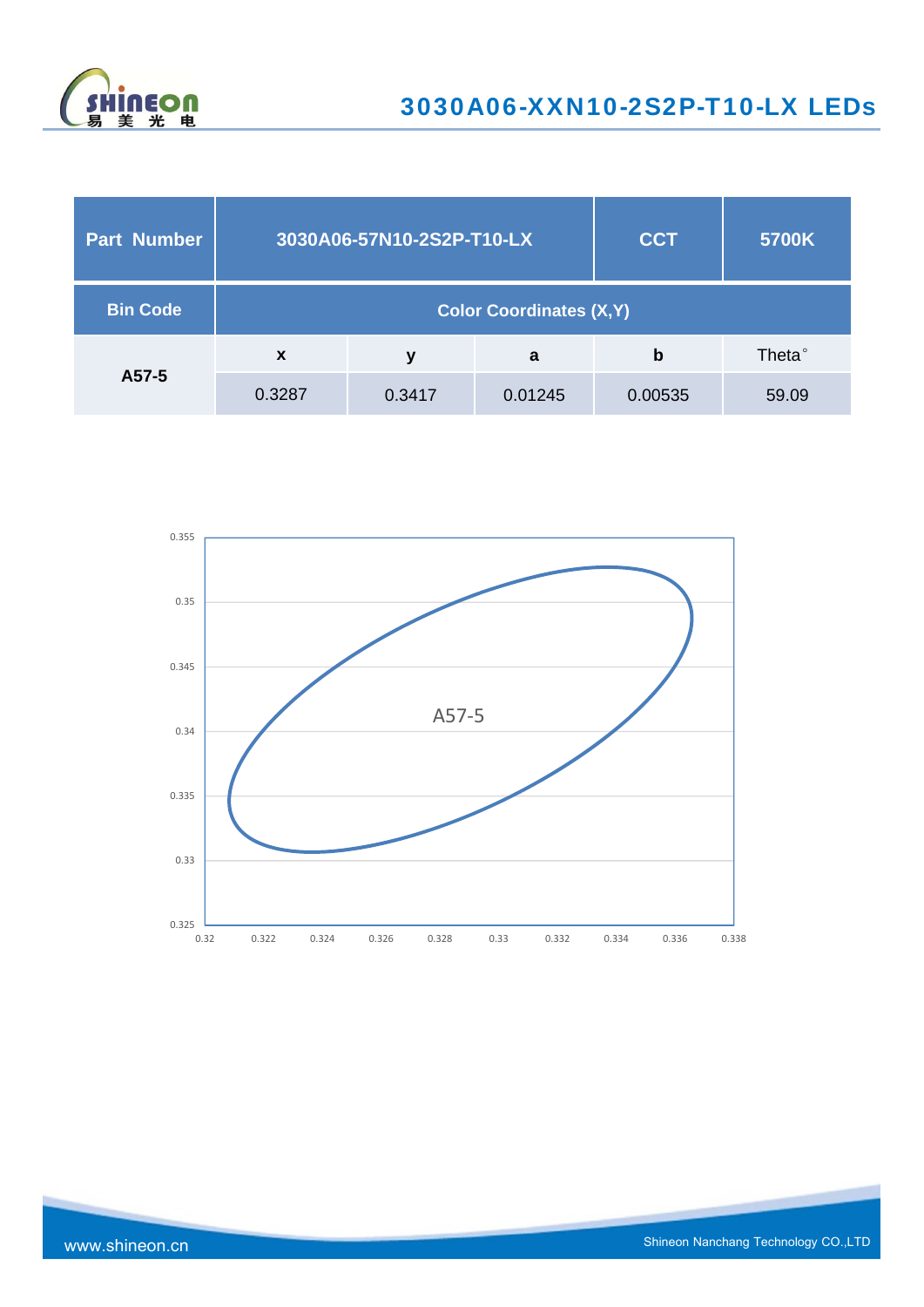| Part Number | 3030A06-57N10-2S2P-T10-LX | | CCT | 5700K |
|---|---|---|---|---|
| Bin Code | Color Coordinates (X,Y) | | | |
| A57-5 | x | y | a | b | Theta° |
| | 0.3287 | 0.3417 | 0.01245 | 0.00535 | 59.09 |

A57-5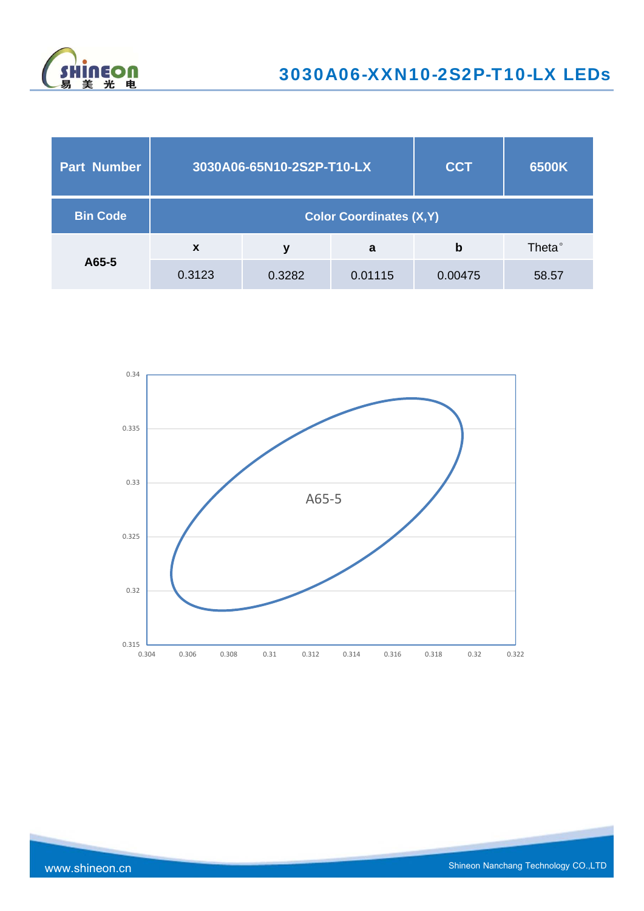| Part Number | 3030A06-65N10-2S2P-T10-LX | | CCT | 6500K |
|---|---|---|---|---|
| Bin Code | Color Coordinates (X,Y) | | | |
| A65-5 | x | y | a | b | Theta° |
| | 0.3123 | 0.3282 | 0.01115 | 0.00475 | 58.57 |

A65-5

0.34
0.335
0.33
0.325
0.32
0.315

0.304 0.306 0.308 0.31 0.312 0.314 0.316 0.318 0.32 0.322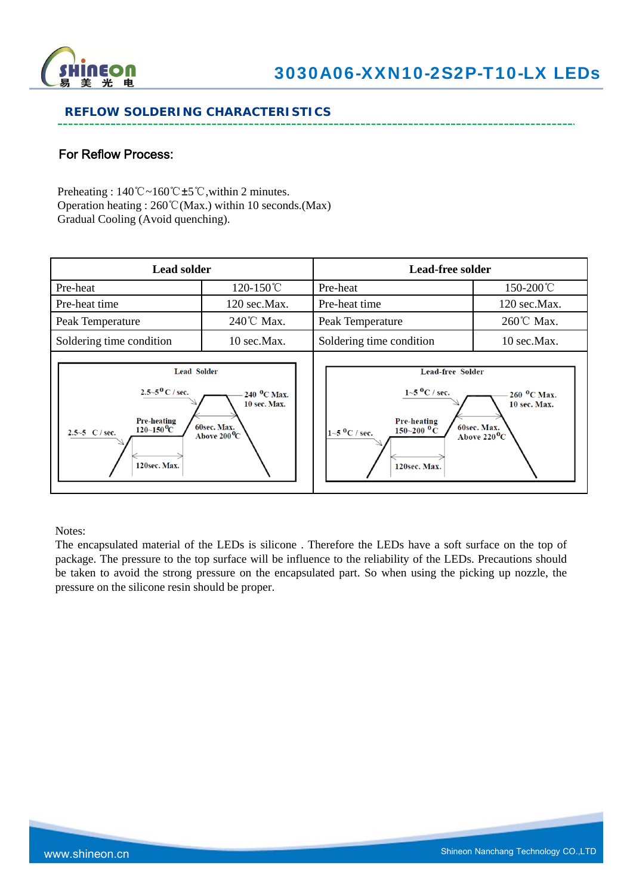## REFLOW SOLDERING CHARACTERISTICS

### For Reflow Process:

Preheating : 140℃~160℃±5℃,within 2 minutes.
Operation heating : 260℃(Max.) within 10 seconds.(Max)
Gradual Cooling (Avoid quenching).

| Lead solder | | Lead-free solder | |
|---|---|---|---|
| Pre-heat | 120-150℃ | Pre-heat | 150-200℃ |
| Pre-heat time | 120 sec.Max. | Pre-heat time | 120 sec.Max. |
| Peak Temperature | 240℃ Max. | Peak Temperature | 260℃ Max. |
| Soldering time condition | 10 sec.Max. | Soldering time condition | 10 sec.Max. |

Lead Solder: 2.5~5 C / sec.; 2.5~5 $^{o}$C / sec.; Pre-heating 120~150 $^{o}$C; 120sec. Max.; 240 $^{o}$C Max. 10 sec. Max.; 60sec. Max. Above 200 $^{o}$C

Lead-free Solder: 1~5 $^{o}$C / sec.; 1~5 $^{o}$C / sec.; Pre-heating 150~200 $^{o}$C; 120sec. Max.; 260 $^{o}$C Max. 10 sec. Max.; 60sec. Max. Above 220 $^{o}$C

Notes:
The encapsulated material of the LEDs is silicone . Therefore the LEDs have a soft surface on the top of package. The pressure to the top surface will be influence to the reliability of the LEDs. Precautions should be taken to avoid the strong pressure on the encapsulated part. So when using the picking up nozzle, the pressure on the silicone resin should be proper.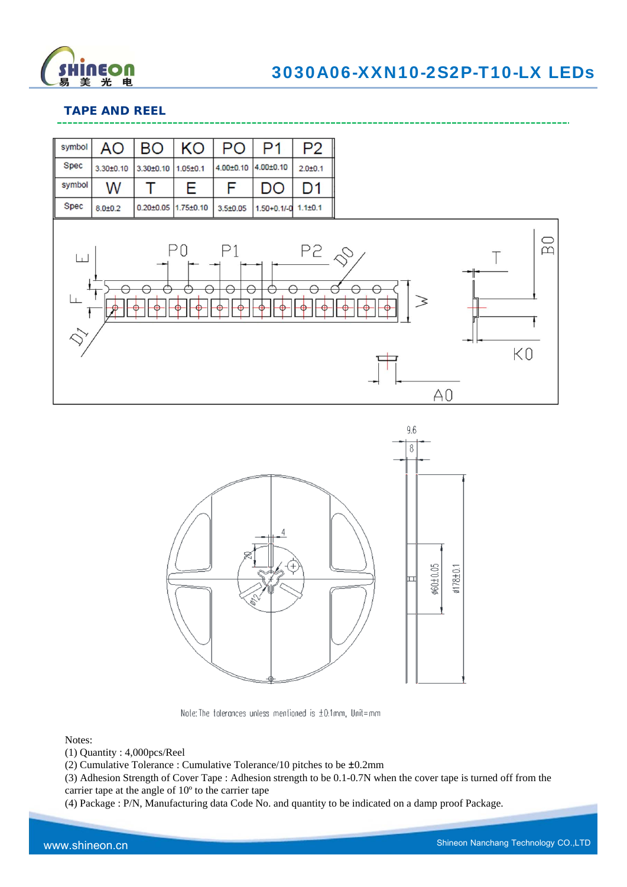## TAPE AND REEL

| symbol | AO | BO | KO | PO | P1 | P2 |
|---|---|---|---|---|---|---|
| Spec | 3.30±0.10 | 3.30±0.10 | 1.05±0.1 | 4.00±0.10 | 4.00±0.10 | 2.0±0.1 |
| symbol | W | T | E | F | DO | D1 |
| Spec | 8.0±0.2 | 0.20±0.05 | 1.75±0.10 | 3.5±0.05 | 1.50+0.1/-0 | 1.1±0.1 |

Note: The tolerances unless mentioned is ±0.1mm, Unit=mm

Notes:

(1) Quantity : 4,000pcs/Reel

(2) Cumulative Tolerance : Cumulative Tolerance/10 pitches to be ±0.2mm

(3) Adhesion Strength of Cover Tape : Adhesion strength to be 0.1-0.7N when the cover tape is turned off from the carrier tape at the angle of 10º to the carrier tape

(4) Package : P/N, Manufacturing data Code No. and quantity to be indicated on a damp proof Package.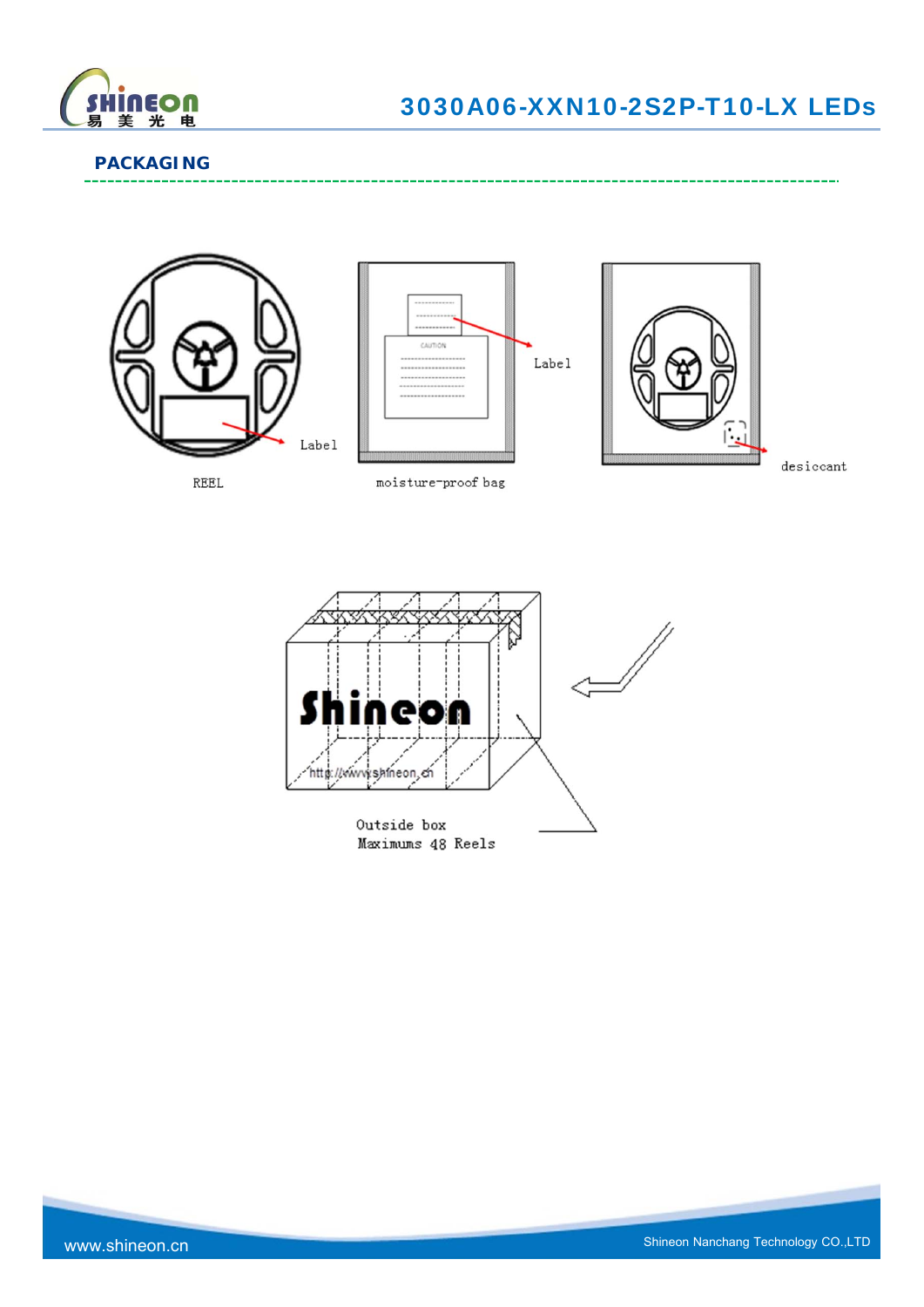## PACKAGING

Label

REEL

Label

moisture-proof bag

desiccant

Outside box
Maximums 48 Reels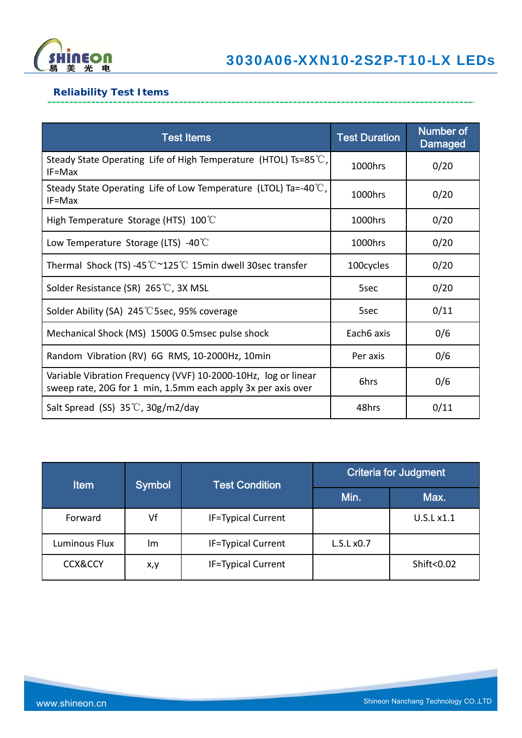## Reliability Test Items

| Test Items | Test Duration | Number of Damaged |
|---|---|---|
| Steady State Operating Life of High Temperature (HTOL) Ts=85℃, IF=Max | 1000hrs | 0/20 |
| Steady State Operating Life of Low Temperature (LTOL) Ta=-40℃, IF=Max | 1000hrs | 0/20 |
| High Temperature Storage (HTS) 100℃ | 1000hrs | 0/20 |
| Low Temperature Storage (LTS) -40℃ | 1000hrs | 0/20 |
| Thermal Shock (TS) -45℃~125℃ 15min dwell 30sec transfer | 100cycles | 0/20 |
| Solder Resistance (SR) 265℃, 3X MSL | 5sec | 0/20 |
| Solder Ability (SA) 245℃5sec, 95% coverage | 5sec | 0/11 |
| Mechanical Shock (MS) 1500G 0.5msec pulse shock | Each6 axis | 0/6 |
| Random Vibration (RV) 6G RMS, 10-2000Hz, 10min | Per axis | 0/6 |
| Variable Vibration Frequency (VVF) 10-2000-10Hz, log or linear sweep rate, 20G for 1 min, 1.5mm each apply 3x per axis over | 6hrs | 0/6 |
| Salt Spread (SS) 35℃, 30g/m2/day | 48hrs | 0/11 |

| Item | Symbol | Test Condition | Criteria for Judgment | |
|---|---|---|---|---|
| | | | Min. | Max. |
| Forward | Vf | IF=Typical Current | | U.S.L x1.1 |
| Luminous Flux | lm | IF=Typical Current | L.S.L x0.7 | |
| CCX&CCY | x,y | IF=Typical Current | | Shift<0.02 |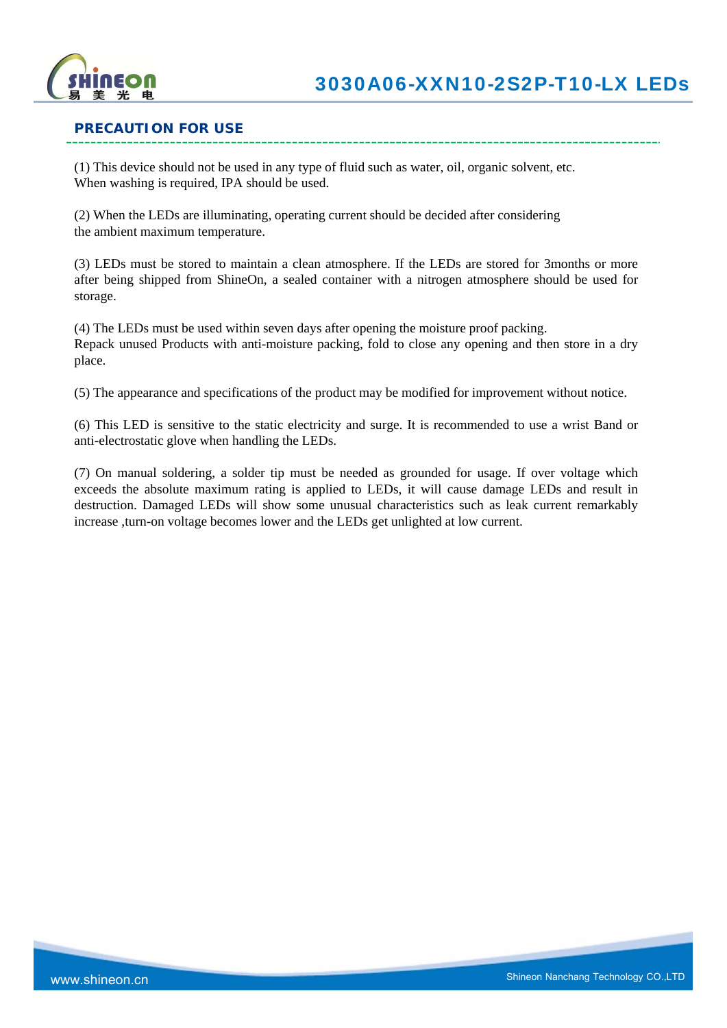## PRECAUTION FOR USE

(1) This device should not be used in any type of fluid such as water, oil, organic solvent, etc.
When washing is required, IPA should be used.

(2) When the LEDs are illuminating, operating current should be decided after considering the ambient maximum temperature.

(3) LEDs must be stored to maintain a clean atmosphere. If the LEDs are stored for 3months or more after being shipped from ShineOn, a sealed container with a nitrogen atmosphere should be used for storage.

(4) The LEDs must be used within seven days after opening the moisture proof packing.
Repack unused Products with anti-moisture packing, fold to close any opening and then store in a dry place.

(5) The appearance and specifications of the product may be modified for improvement without notice.

(6) This LED is sensitive to the static electricity and surge. It is recommended to use a wrist Band or anti-electrostatic glove when handling the LEDs.

(7) On manual soldering, a solder tip must be needed as grounded for usage. If over voltage which exceeds the absolute maximum rating is applied to LEDs, it will cause damage LEDs and result in destruction. Damaged LEDs will show some unusual characteristics such as leak current remarkably increase ,turn-on voltage becomes lower and the LEDs get unlighted at low current.